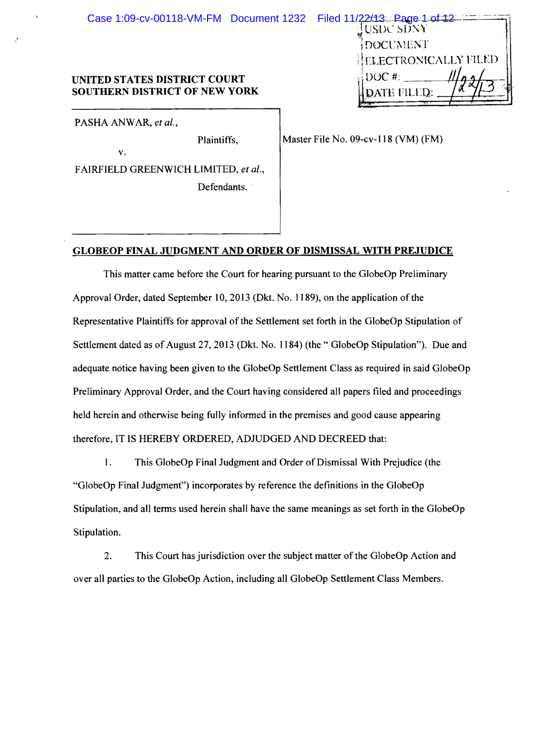UNITED STATES DISTRICT COURT
SOUTHERN DISTRICT OF NEW YORK

USDC SDNY
DOCUMENT
ELECTRONICALLY FILED
DOC #: ______
DATE FILED: 11/22/13

PASHA ANWAR, *et al.*,

Plaintiffs,

v.

FAIRFIELD GREENWICH LIMITED, *et al.*,

Defendants.

Master File No. 09-cv-118 (VM) (FM)

**GLOBEOP FINAL JUDGMENT AND ORDER OF DISMISSAL WITH PREJUDICE**

This matter came before the Court for hearing pursuant to the GlobeOp Preliminary Approval Order, dated September 10, 2013 (Dkt. No. 1189), on the application of the Representative Plaintiffs for approval of the Settlement set forth in the GlobeOp Stipulation of Settlement dated as of August 27, 2013 (Dkt. No. 1184) (the " GlobeOp Stipulation"). Due and adequate notice having been given to the GlobeOp Settlement Class as required in said GlobeOp Preliminary Approval Order, and the Court having considered all papers filed and proceedings held herein and otherwise being fully informed in the premises and good cause appearing therefore, IT IS HEREBY ORDERED, ADJUDGED AND DECREED that:

1. This GlobeOp Final Judgment and Order of Dismissal With Prejudice (the "GlobeOp Final Judgment") incorporates by reference the definitions in the GlobeOp Stipulation, and all terms used herein shall have the same meanings as set forth in the GlobeOp Stipulation.

2. This Court has jurisdiction over the subject matter of the GlobeOp Action and over all parties to the GlobeOp Action, including all GlobeOp Settlement Class Members.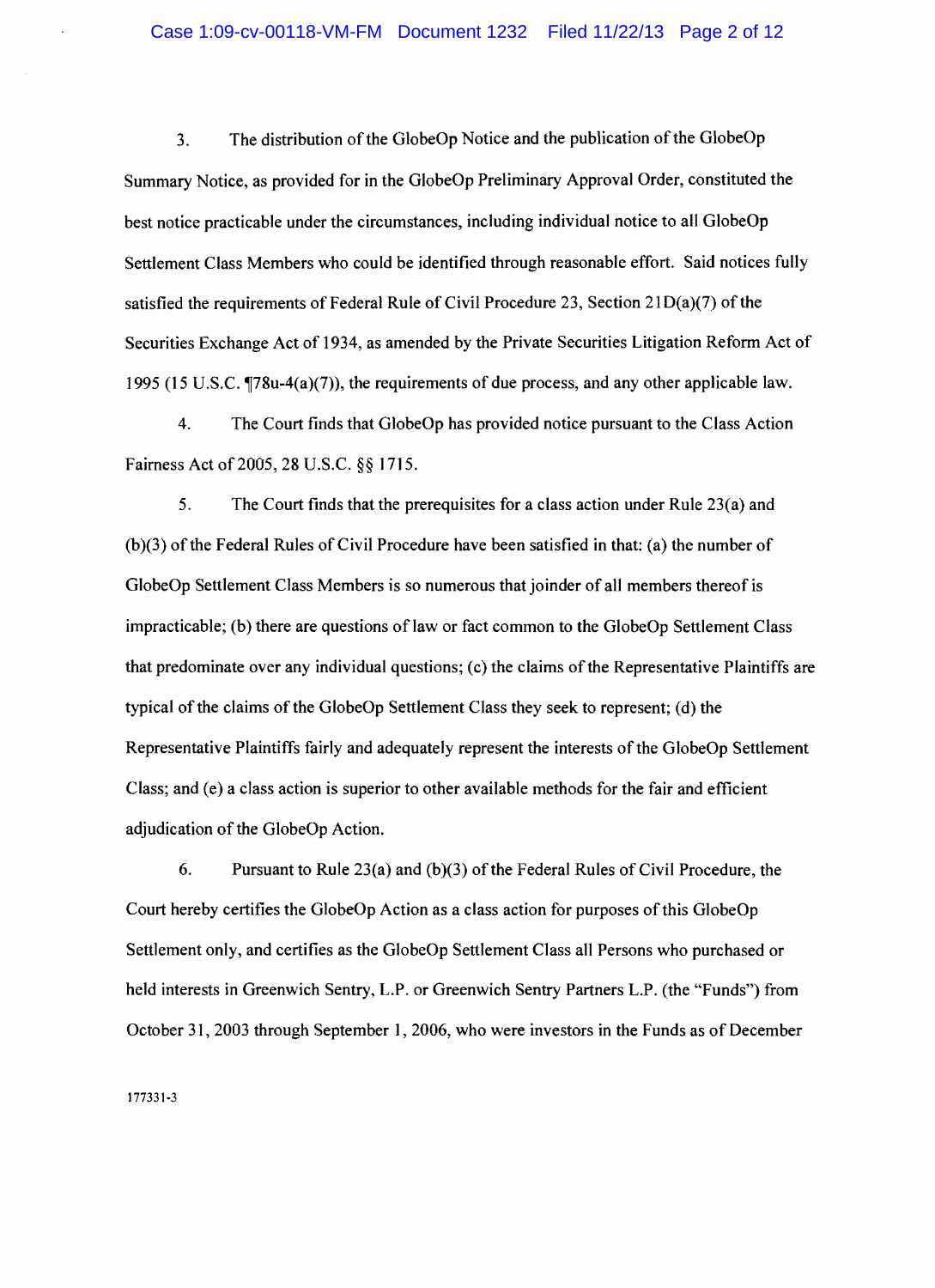3. The distribution of the GlobeOp Notice and the publication of the GlobeOp Summary Notice, as provided for in the GlobeOp Preliminary Approval Order, constituted the best notice practicable under the circumstances, including individual notice to all GlobeOp Settlement Class Members who could be identified through reasonable effort. Said notices fully satisfied the requirements of Federal Rule of Civil Procedure 23, Section 21D(a)(7) of the Securities Exchange Act of 1934, as amended by the Private Securities Litigation Reform Act of 1995 (15 U.S.C. ¶78u-4(a)(7)), the requirements of due process, and any other applicable law.

4. The Court finds that GlobeOp has provided notice pursuant to the Class Action Fairness Act of 2005, 28 U.S.C. §§ 1715.

5. The Court finds that the prerequisites for a class action under Rule 23(a) and (b)(3) of the Federal Rules of Civil Procedure have been satisfied in that: (a) the number of GlobeOp Settlement Class Members is so numerous that joinder of all members thereof is impracticable; (b) there are questions of law or fact common to the GlobeOp Settlement Class that predominate over any individual questions; (c) the claims of the Representative Plaintiffs are typical of the claims of the GlobeOp Settlement Class they seek to represent; (d) the Representative Plaintiffs fairly and adequately represent the interests of the GlobeOp Settlement Class; and (e) a class action is superior to other available methods for the fair and efficient adjudication of the GlobeOp Action.

6. Pursuant to Rule 23(a) and (b)(3) of the Federal Rules of Civil Procedure, the Court hereby certifies the GlobeOp Action as a class action for purposes of this GlobeOp Settlement only, and certifies as the GlobeOp Settlement Class all Persons who purchased or held interests in Greenwich Sentry, L.P. or Greenwich Sentry Partners L.P. (the "Funds") from October 31, 2003 through September 1, 2006, who were investors in the Funds as of December

177331-3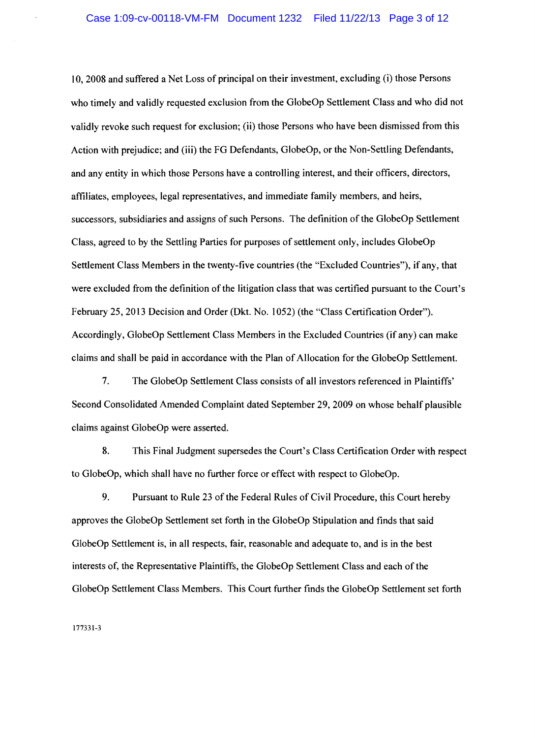10, 2008 and suffered a Net Loss of principal on their investment, excluding (i) those Persons who timely and validly requested exclusion from the GlobeOp Settlement Class and who did not validly revoke such request for exclusion; (ii) those Persons who have been dismissed from this Action with prejudice; and (iii) the FG Defendants, GlobeOp, or the Non-Settling Defendants, and any entity in which those Persons have a controlling interest, and their officers, directors, affiliates, employees, legal representatives, and immediate family members, and heirs, successors, subsidiaries and assigns of such Persons. The definition of the GlobeOp Settlement Class, agreed to by the Settling Parties for purposes of settlement only, includes GlobeOp Settlement Class Members in the twenty-five countries (the "Excluded Countries"), if any, that were excluded from the definition of the litigation class that was certified pursuant to the Court's February 25, 2013 Decision and Order (Dkt. No. 1052) (the "Class Certification Order"). Accordingly, GlobeOp Settlement Class Members in the Excluded Countries (if any) can make claims and shall be paid in accordance with the Plan of Allocation for the GlobeOp Settlement.

7. The GlobeOp Settlement Class consists of all investors referenced in Plaintiffs' Second Consolidated Amended Complaint dated September 29, 2009 on whose behalf plausible claims against GlobeOp were asserted.

8. This Final Judgment supersedes the Court's Class Certification Order with respect to GlobeOp, which shall have no further force or effect with respect to GlobeOp.

9. Pursuant to Rule 23 of the Federal Rules of Civil Procedure, this Court hereby approves the GlobeOp Settlement set forth in the GlobeOp Stipulation and finds that said GlobeOp Settlement is, in all respects, fair, reasonable and adequate to, and is in the best interests of, the Representative Plaintiffs, the GlobeOp Settlement Class and each of the GlobeOp Settlement Class Members. This Court further finds the GlobeOp Settlement set forth

177331-3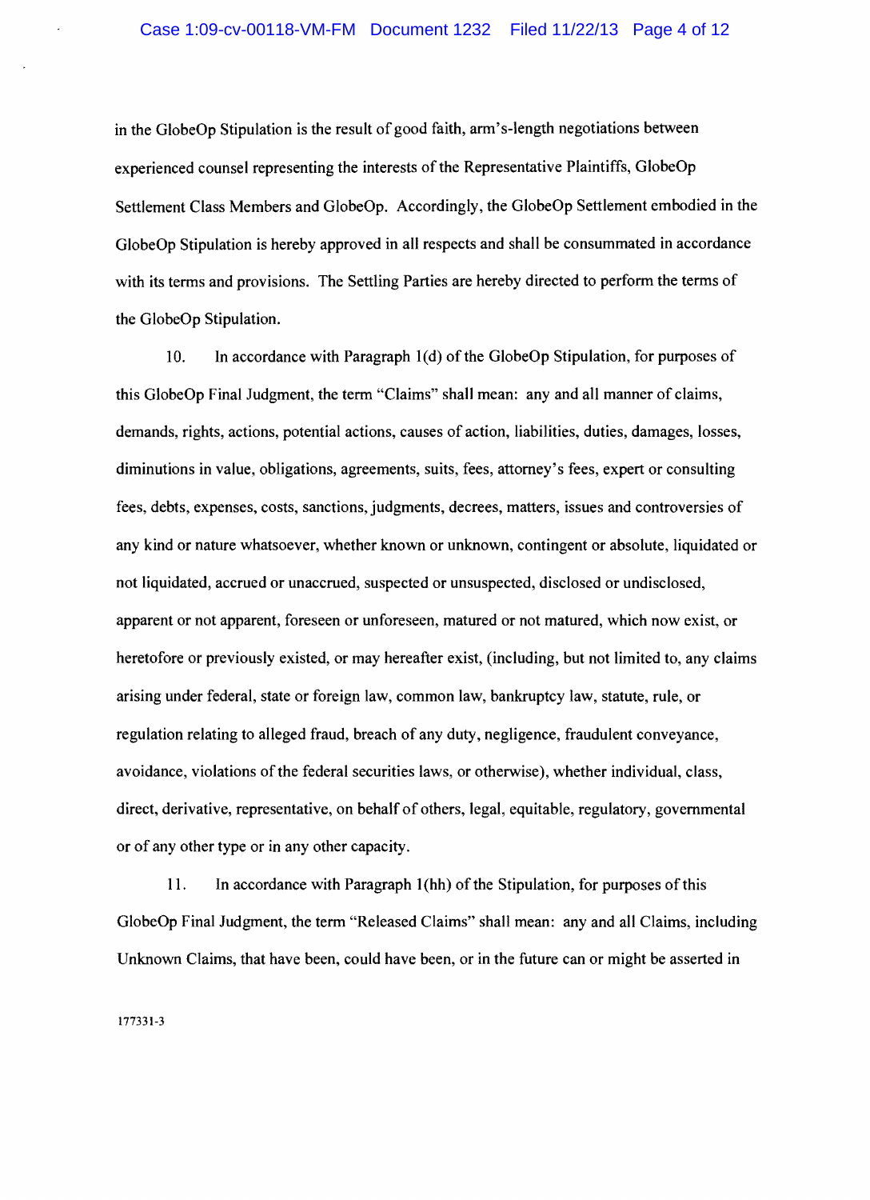in the GlobeOp Stipulation is the result of good faith, arm's-length negotiations between experienced counsel representing the interests of the Representative Plaintiffs, GlobeOp Settlement Class Members and GlobeOp. Accordingly, the GlobeOp Settlement embodied in the GlobeOp Stipulation is hereby approved in all respects and shall be consummated in accordance with its terms and provisions. The Settling Parties are hereby directed to perform the terms of the GlobeOp Stipulation.

10. In accordance with Paragraph 1(d) of the GlobeOp Stipulation, for purposes of this GlobeOp Final Judgment, the term "Claims" shall mean: any and all manner of claims, demands, rights, actions, potential actions, causes of action, liabilities, duties, damages, losses, diminutions in value, obligations, agreements, suits, fees, attorney's fees, expert or consulting fees, debts, expenses, costs, sanctions, judgments, decrees, matters, issues and controversies of any kind or nature whatsoever, whether known or unknown, contingent or absolute, liquidated or not liquidated, accrued or unaccrued, suspected or unsuspected, disclosed or undisclosed, apparent or not apparent, foreseen or unforeseen, matured or not matured, which now exist, or heretofore or previously existed, or may hereafter exist, (including, but not limited to, any claims arising under federal, state or foreign law, common law, bankruptcy law, statute, rule, or regulation relating to alleged fraud, breach of any duty, negligence, fraudulent conveyance, avoidance, violations of the federal securities laws, or otherwise), whether individual, class, direct, derivative, representative, on behalf of others, legal, equitable, regulatory, governmental or of any other type or in any other capacity.

11. In accordance with Paragraph 1(hh) of the Stipulation, for purposes of this GlobeOp Final Judgment, the term "Released Claims" shall mean: any and all Claims, including Unknown Claims, that have been, could have been, or in the future can or might be asserted in

177331-3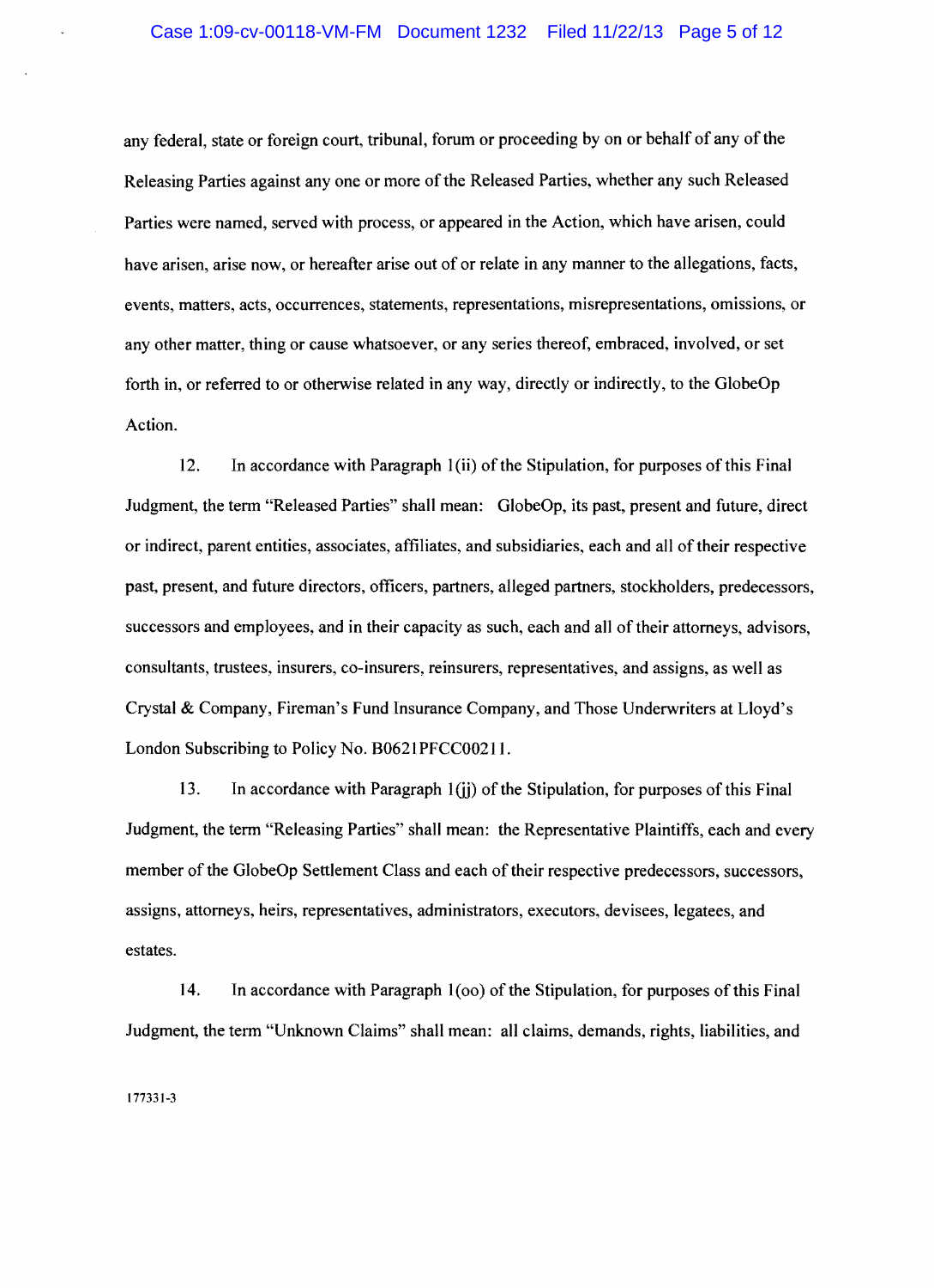any federal, state or foreign court, tribunal, forum or proceeding by on or behalf of any of the Releasing Parties against any one or more of the Released Parties, whether any such Released Parties were named, served with process, or appeared in the Action, which have arisen, could have arisen, arise now, or hereafter arise out of or relate in any manner to the allegations, facts, events, matters, acts, occurrences, statements, representations, misrepresentations, omissions, or any other matter, thing or cause whatsoever, or any series thereof, embraced, involved, or set forth in, or referred to or otherwise related in any way, directly or indirectly, to the GlobeOp Action.

12. In accordance with Paragraph 1(ii) of the Stipulation, for purposes of this Final Judgment, the term "Released Parties" shall mean: GlobeOp, its past, present and future, direct or indirect, parent entities, associates, affiliates, and subsidiaries, each and all of their respective past, present, and future directors, officers, partners, alleged partners, stockholders, predecessors, successors and employees, and in their capacity as such, each and all of their attorneys, advisors, consultants, trustees, insurers, co-insurers, reinsurers, representatives, and assigns, as well as Crystal & Company, Fireman's Fund Insurance Company, and Those Underwriters at Lloyd's London Subscribing to Policy No. B0621PFCC00211.

13. In accordance with Paragraph 1(jj) of the Stipulation, for purposes of this Final Judgment, the term "Releasing Parties" shall mean: the Representative Plaintiffs, each and every member of the GlobeOp Settlement Class and each of their respective predecessors, successors, assigns, attorneys, heirs, representatives, administrators, executors, devisees, legatees, and estates.

14. In accordance with Paragraph 1(oo) of the Stipulation, for purposes of this Final Judgment, the term "Unknown Claims" shall mean: all claims, demands, rights, liabilities, and

177331-3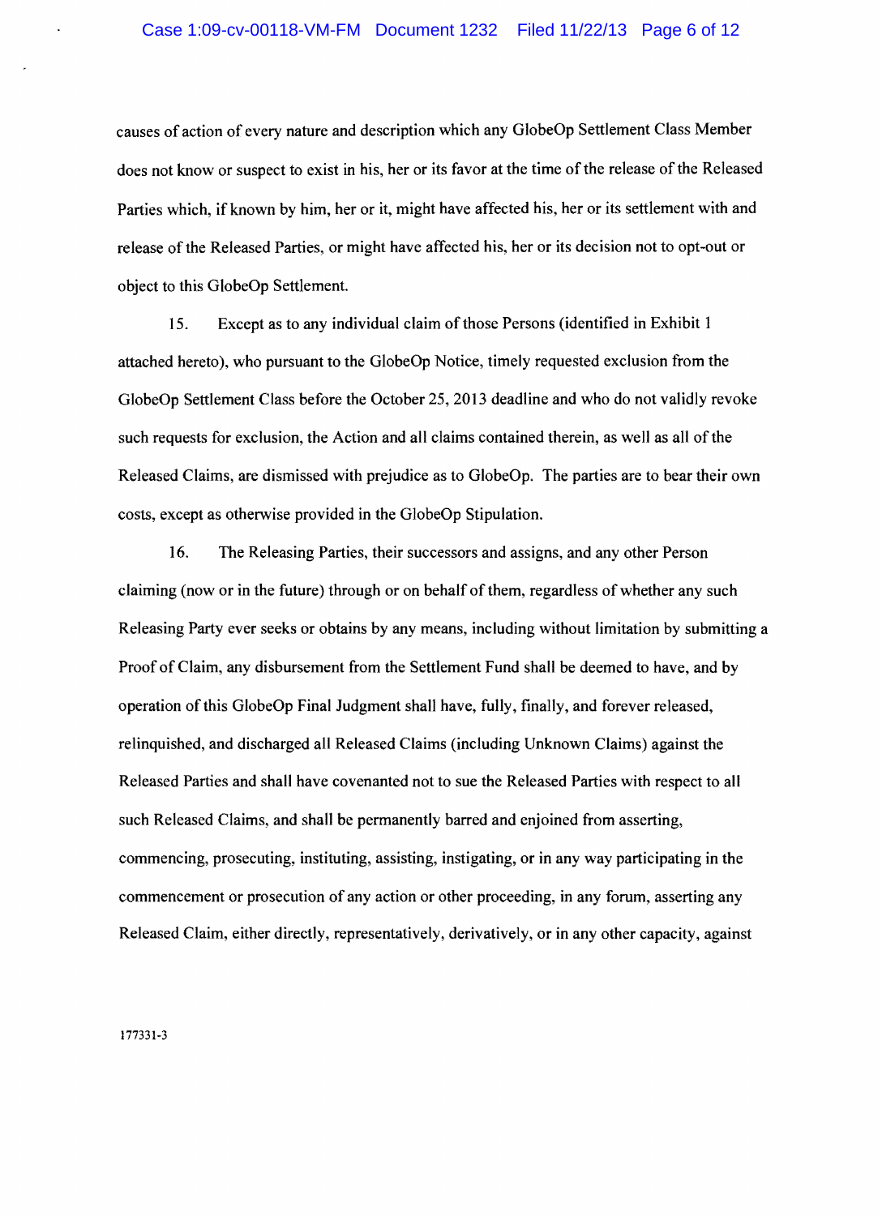causes of action of every nature and description which any GlobeOp Settlement Class Member does not know or suspect to exist in his, her or its favor at the time of the release of the Released Parties which, if known by him, her or it, might have affected his, her or its settlement with and release of the Released Parties, or might have affected his, her or its decision not to opt-out or object to this GlobeOp Settlement.

15. Except as to any individual claim of those Persons (identified in Exhibit 1 attached hereto), who pursuant to the GlobeOp Notice, timely requested exclusion from the GlobeOp Settlement Class before the October 25, 2013 deadline and who do not validly revoke such requests for exclusion, the Action and all claims contained therein, as well as all of the Released Claims, are dismissed with prejudice as to GlobeOp. The parties are to bear their own costs, except as otherwise provided in the GlobeOp Stipulation.

16. The Releasing Parties, their successors and assigns, and any other Person claiming (now or in the future) through or on behalf of them, regardless of whether any such Releasing Party ever seeks or obtains by any means, including without limitation by submitting a Proof of Claim, any disbursement from the Settlement Fund shall be deemed to have, and by operation of this GlobeOp Final Judgment shall have, fully, finally, and forever released, relinquished, and discharged all Released Claims (including Unknown Claims) against the Released Parties and shall have covenanted not to sue the Released Parties with respect to all such Released Claims, and shall be permanently barred and enjoined from asserting, commencing, prosecuting, instituting, assisting, instigating, or in any way participating in the commencement or prosecution of any action or other proceeding, in any forum, asserting any Released Claim, either directly, representatively, derivatively, or in any other capacity, against

177331-3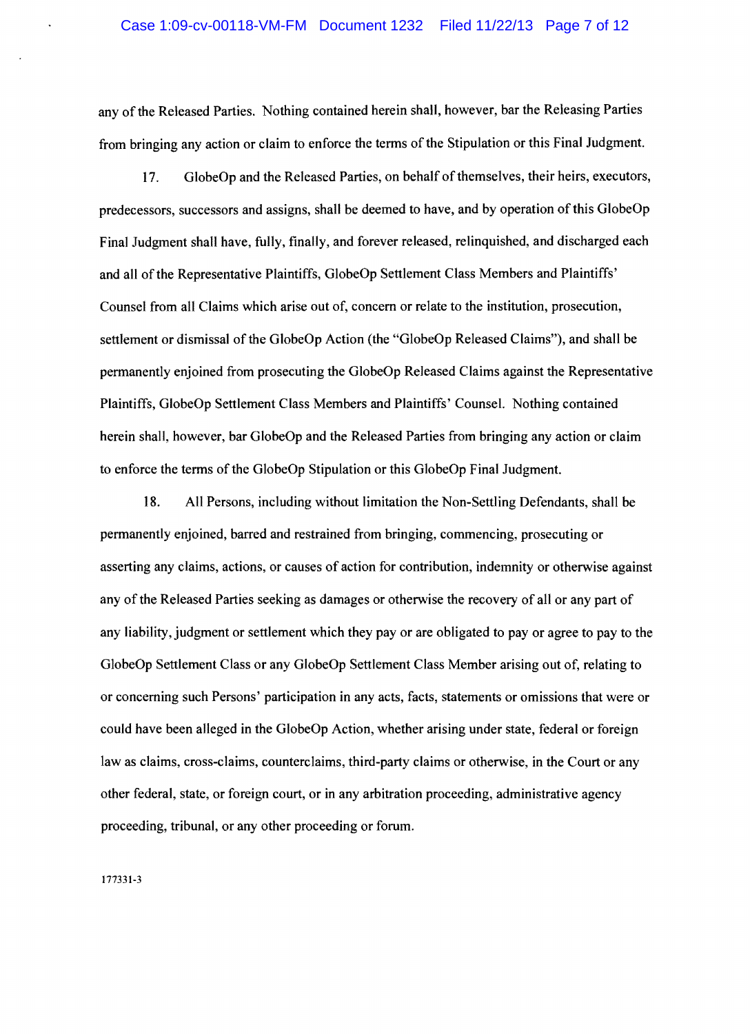any of the Released Parties. Nothing contained herein shall, however, bar the Releasing Parties from bringing any action or claim to enforce the terms of the Stipulation or this Final Judgment.

17. GlobeOp and the Released Parties, on behalf of themselves, their heirs, executors, predecessors, successors and assigns, shall be deemed to have, and by operation of this GlobeOp Final Judgment shall have, fully, finally, and forever released, relinquished, and discharged each and all of the Representative Plaintiffs, GlobeOp Settlement Class Members and Plaintiffs' Counsel from all Claims which arise out of, concern or relate to the institution, prosecution, settlement or dismissal of the GlobeOp Action (the "GlobeOp Released Claims"), and shall be permanently enjoined from prosecuting the GlobeOp Released Claims against the Representative Plaintiffs, GlobeOp Settlement Class Members and Plaintiffs' Counsel. Nothing contained herein shall, however, bar GlobeOp and the Released Parties from bringing any action or claim to enforce the terms of the GlobeOp Stipulation or this GlobeOp Final Judgment.

18. All Persons, including without limitation the Non-Settling Defendants, shall be permanently enjoined, barred and restrained from bringing, commencing, prosecuting or asserting any claims, actions, or causes of action for contribution, indemnity or otherwise against any of the Released Parties seeking as damages or otherwise the recovery of all or any part of any liability, judgment or settlement which they pay or are obligated to pay or agree to pay to the GlobeOp Settlement Class or any GlobeOp Settlement Class Member arising out of, relating to or concerning such Persons' participation in any acts, facts, statements or omissions that were or could have been alleged in the GlobeOp Action, whether arising under state, federal or foreign law as claims, cross-claims, counterclaims, third-party claims or otherwise, in the Court or any other federal, state, or foreign court, or in any arbitration proceeding, administrative agency proceeding, tribunal, or any other proceeding or forum.

177331-3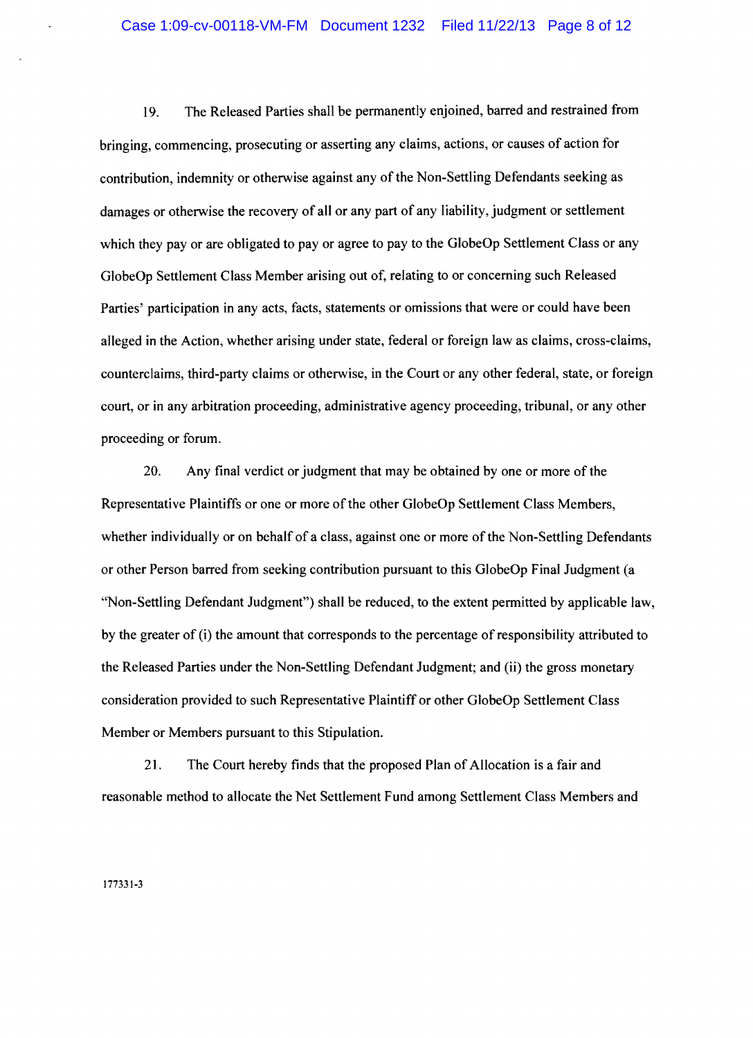19. The Released Parties shall be permanently enjoined, barred and restrained from bringing, commencing, prosecuting or asserting any claims, actions, or causes of action for contribution, indemnity or otherwise against any of the Non-Settling Defendants seeking as damages or otherwise the recovery of all or any part of any liability, judgment or settlement which they pay or are obligated to pay or agree to pay to the GlobeOp Settlement Class or any GlobeOp Settlement Class Member arising out of, relating to or concerning such Released Parties' participation in any acts, facts, statements or omissions that were or could have been alleged in the Action, whether arising under state, federal or foreign law as claims, cross-claims, counterclaims, third-party claims or otherwise, in the Court or any other federal, state, or foreign court, or in any arbitration proceeding, administrative agency proceeding, tribunal, or any other proceeding or forum.

20. Any final verdict or judgment that may be obtained by one or more of the Representative Plaintiffs or one or more of the other GlobeOp Settlement Class Members, whether individually or on behalf of a class, against one or more of the Non-Settling Defendants or other Person barred from seeking contribution pursuant to this GlobeOp Final Judgment (a "Non-Settling Defendant Judgment") shall be reduced, to the extent permitted by applicable law, by the greater of (i) the amount that corresponds to the percentage of responsibility attributed to the Released Parties under the Non-Settling Defendant Judgment; and (ii) the gross monetary consideration provided to such Representative Plaintiff or other GlobeOp Settlement Class Member or Members pursuant to this Stipulation.

21. The Court hereby finds that the proposed Plan of Allocation is a fair and reasonable method to allocate the Net Settlement Fund among Settlement Class Members and

177331-3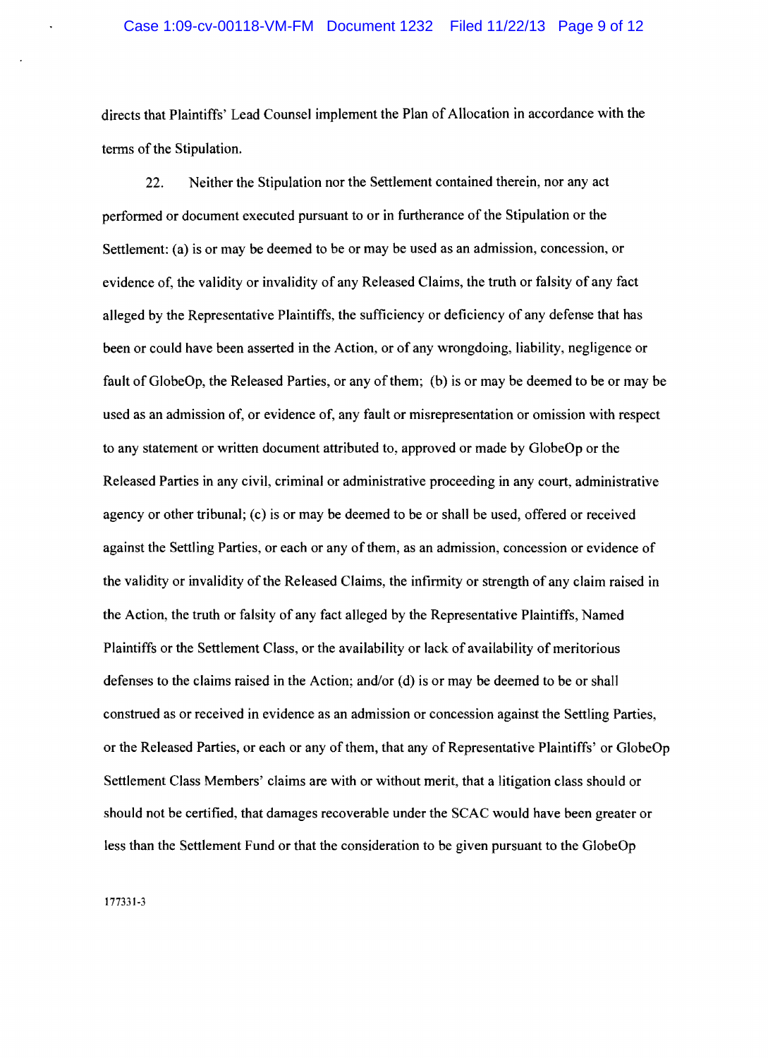directs that Plaintiffs' Lead Counsel implement the Plan of Allocation in accordance with the terms of the Stipulation.

22. Neither the Stipulation nor the Settlement contained therein, nor any act performed or document executed pursuant to or in furtherance of the Stipulation or the Settlement: (a) is or may be deemed to be or may be used as an admission, concession, or evidence of, the validity or invalidity of any Released Claims, the truth or falsity of any fact alleged by the Representative Plaintiffs, the sufficiency or deficiency of any defense that has been or could have been asserted in the Action, or of any wrongdoing, liability, negligence or fault of GlobeOp, the Released Parties, or any of them; (b) is or may be deemed to be or may be used as an admission of, or evidence of, any fault or misrepresentation or omission with respect to any statement or written document attributed to, approved or made by GlobeOp or the Released Parties in any civil, criminal or administrative proceeding in any court, administrative agency or other tribunal; (c) is or may be deemed to be or shall be used, offered or received against the Settling Parties, or each or any of them, as an admission, concession or evidence of the validity or invalidity of the Released Claims, the infirmity or strength of any claim raised in the Action, the truth or falsity of any fact alleged by the Representative Plaintiffs, Named Plaintiffs or the Settlement Class, or the availability or lack of availability of meritorious defenses to the claims raised in the Action; and/or (d) is or may be deemed to be or shall construed as or received in evidence as an admission or concession against the Settling Parties, or the Released Parties, or each or any of them, that any of Representative Plaintiffs' or GlobeOp Settlement Class Members' claims are with or without merit, that a litigation class should or should not be certified, that damages recoverable under the SCAC would have been greater or less than the Settlement Fund or that the consideration to be given pursuant to the GlobeOp

177331-3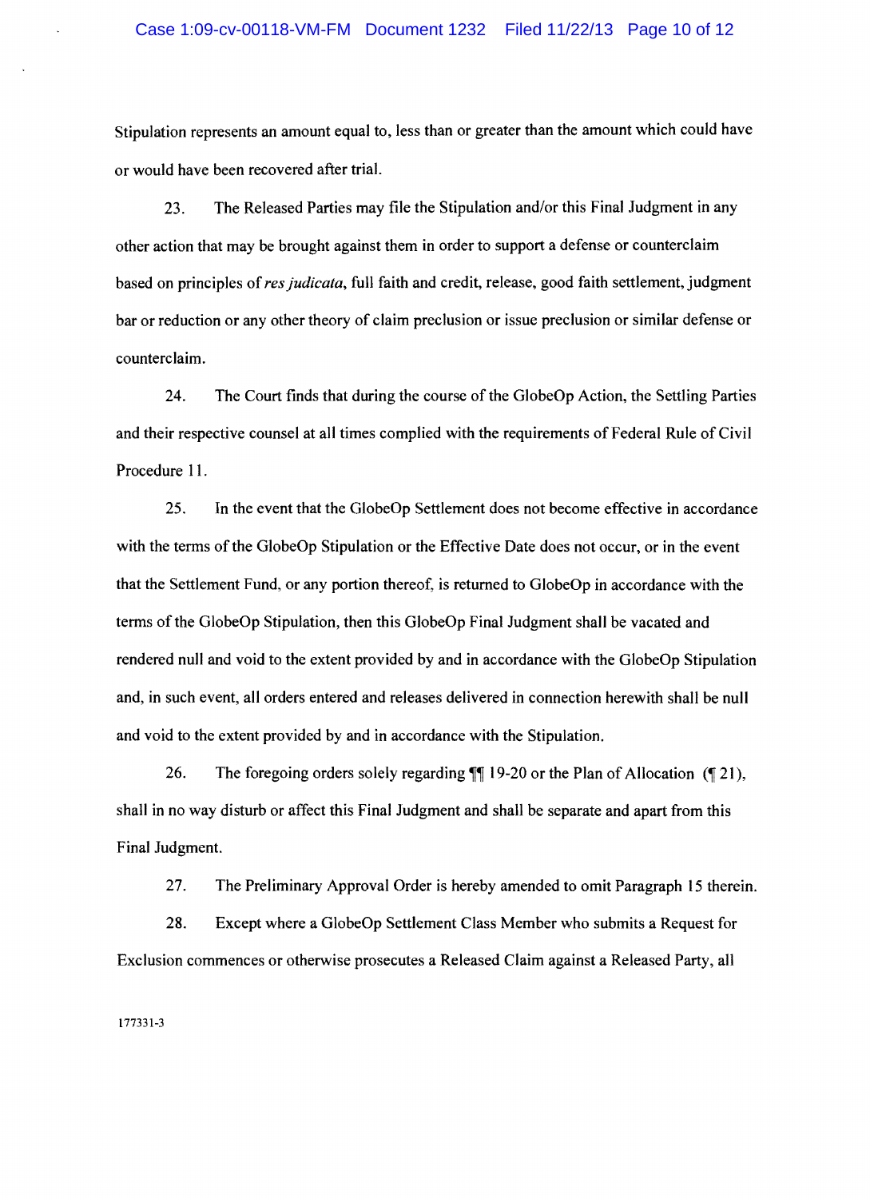Stipulation represents an amount equal to, less than or greater than the amount which could have or would have been recovered after trial.

23. The Released Parties may file the Stipulation and/or this Final Judgment in any other action that may be brought against them in order to support a defense or counterclaim based on principles of *res judicata*, full faith and credit, release, good faith settlement, judgment bar or reduction or any other theory of claim preclusion or issue preclusion or similar defense or counterclaim.

24. The Court finds that during the course of the GlobeOp Action, the Settling Parties and their respective counsel at all times complied with the requirements of Federal Rule of Civil Procedure 11.

25. In the event that the GlobeOp Settlement does not become effective in accordance with the terms of the GlobeOp Stipulation or the Effective Date does not occur, or in the event that the Settlement Fund, or any portion thereof, is returned to GlobeOp in accordance with the terms of the GlobeOp Stipulation, then this GlobeOp Final Judgment shall be vacated and rendered null and void to the extent provided by and in accordance with the GlobeOp Stipulation and, in such event, all orders entered and releases delivered in connection herewith shall be null and void to the extent provided by and in accordance with the Stipulation.

26. The foregoing orders solely regarding ¶¶ 19-20 or the Plan of Allocation (¶ 21), shall in no way disturb or affect this Final Judgment and shall be separate and apart from this Final Judgment.

27. The Preliminary Approval Order is hereby amended to omit Paragraph 15 therein.

28. Except where a GlobeOp Settlement Class Member who submits a Request for Exclusion commences or otherwise prosecutes a Released Claim against a Released Party, all

177331-3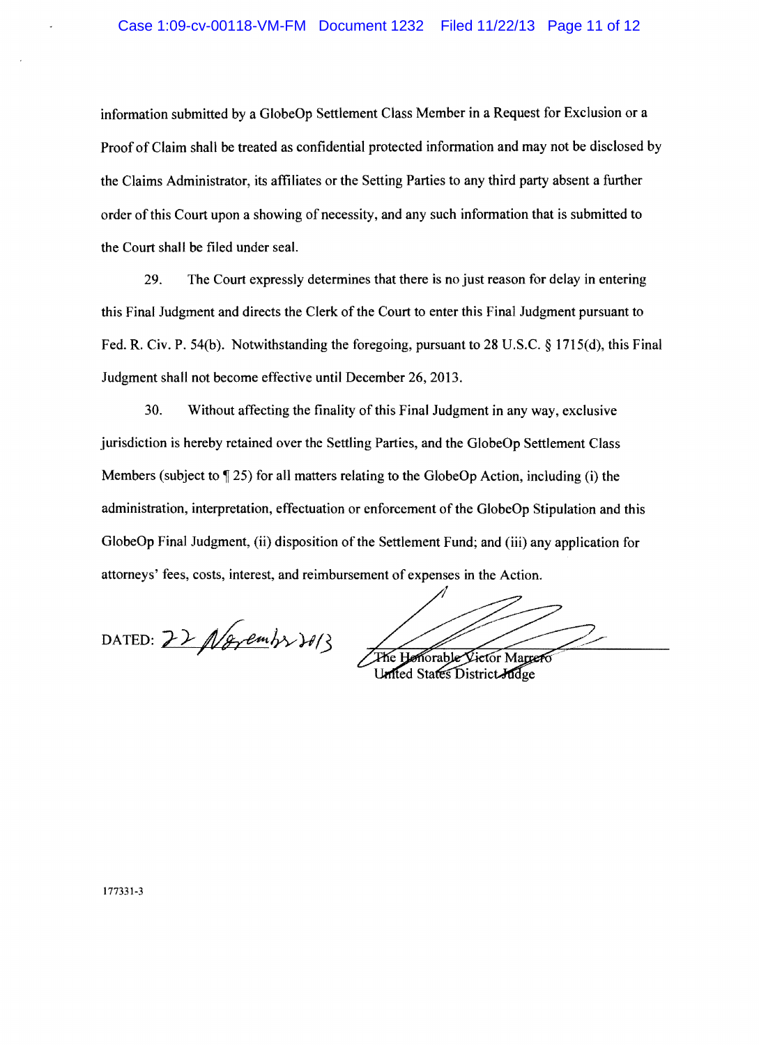information submitted by a GlobeOp Settlement Class Member in a Request for Exclusion or a Proof of Claim shall be treated as confidential protected information and may not be disclosed by the Claims Administrator, its affiliates or the Setting Parties to any third party absent a further order of this Court upon a showing of necessity, and any such information that is submitted to the Court shall be filed under seal.

29. The Court expressly determines that there is no just reason for delay in entering this Final Judgment and directs the Clerk of the Court to enter this Final Judgment pursuant to Fed. R. Civ. P. 54(b). Notwithstanding the foregoing, pursuant to 28 U.S.C. § 1715(d), this Final Judgment shall not become effective until December 26, 2013.

30. Without affecting the finality of this Final Judgment in any way, exclusive jurisdiction is hereby retained over the Settling Parties, and the GlobeOp Settlement Class Members (subject to ¶ 25) for all matters relating to the GlobeOp Action, including (i) the administration, interpretation, effectuation or enforcement of the GlobeOp Stipulation and this GlobeOp Final Judgment, (ii) disposition of the Settlement Fund; and (iii) any application for attorneys' fees, costs, interest, and reimbursement of expenses in the Action.

DATED: 22 November 2013

The Honorable Victor Marrero
United States District Judge

177331-3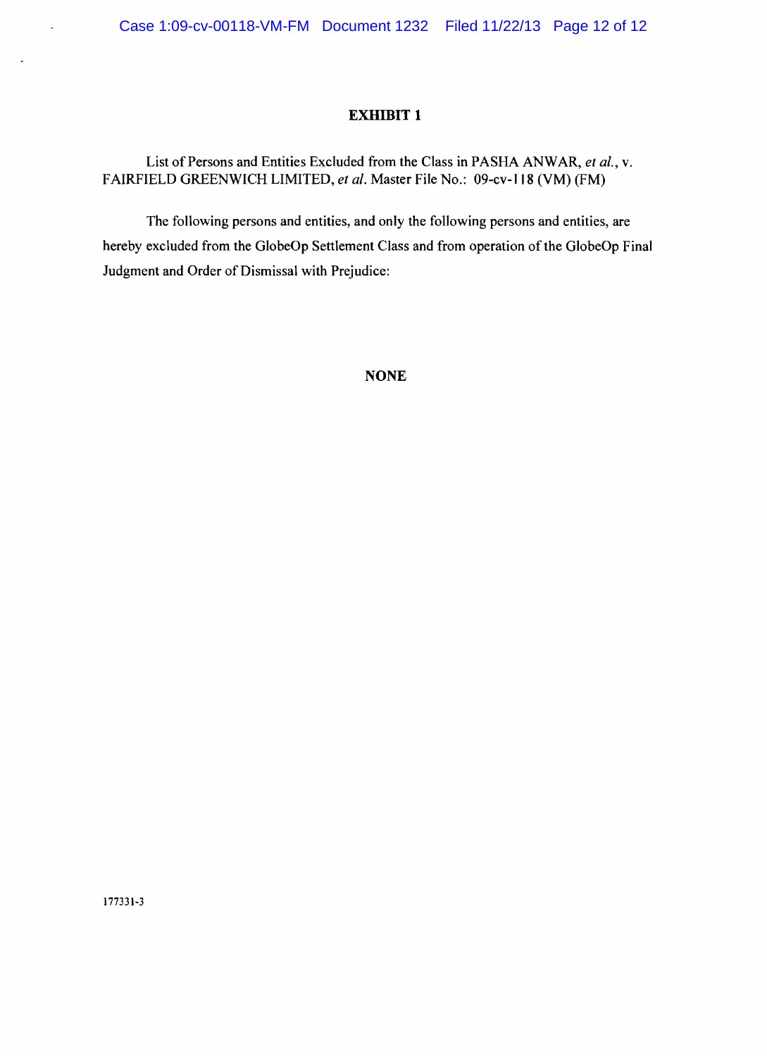# EXHIBIT 1

List of Persons and Entities Excluded from the Class in PASHA ANWAR, *et al.*, v. FAIRFIELD GREENWICH LIMITED, *et al.* Master File No.: 09-cv-118 (VM) (FM)

The following persons and entities, and only the following persons and entities, are hereby excluded from the GlobeOp Settlement Class and from operation of the GlobeOp Final Judgment and Order of Dismissal with Prejudice:

**NONE**

177331-3